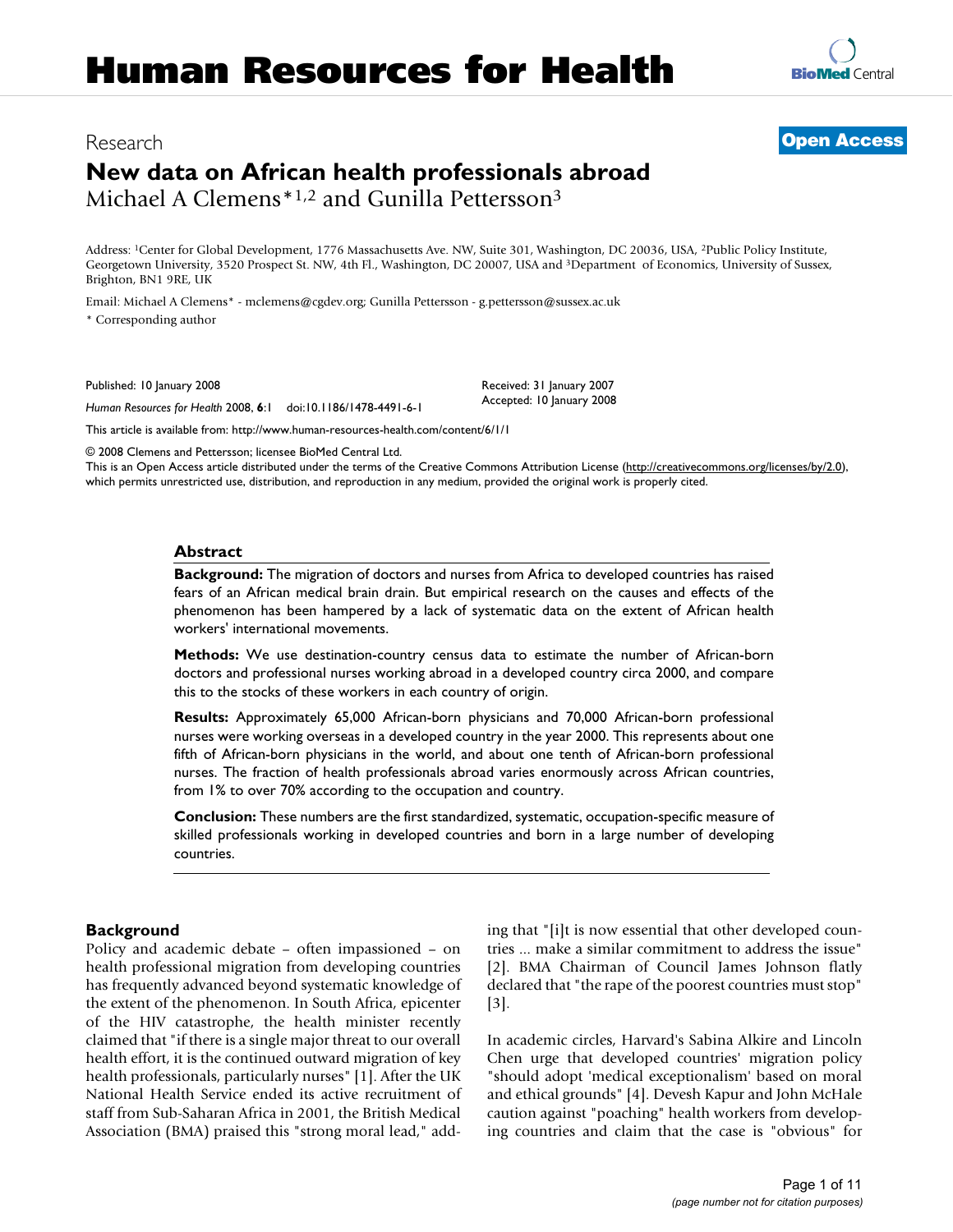Research

**Open Access**

# New data on African health professionals abroad

Michael A Clemens*[1,2] and Gunilla Pettersson[3]

Address: [1]Center for Global Development, 1776 Massachusetts Ave. NW, Suite 301, Washington, DC 20036, USA, [2]Public Policy Institute, Georgetown University, 3520 Prospect St. NW, 4th Fl., Washington, DC 20007, USA and [3]Department of Economics, University of Sussex, Brighton, BN1 9RE, UK

Email: Michael A Clemens* - mclemens@cgdev.org; Gunilla Pettersson - g.pettersson@sussex.ac.uk

* Corresponding author

Published: 10 January 2008

*Human Resources for Health* 2008, **6**:1 doi:10.1186/1478-4491-6-1

Received: 31 January 2007
Accepted: 10 January 2008

This article is available from: http://www.human-resources-health.com/content/6/1/1

© 2008 Clemens and Pettersson; licensee BioMed Central Ltd.
This is an Open Access article distributed under the terms of the Creative Commons Attribution License (http://creativecommons.org/licenses/by/2.0), which permits unrestricted use, distribution, and reproduction in any medium, provided the original work is properly cited.

## Abstract

**Background:** The migration of doctors and nurses from Africa to developed countries has raised fears of an African medical brain drain. But empirical research on the causes and effects of the phenomenon has been hampered by a lack of systematic data on the extent of African health workers' international movements.

**Methods:** We use destination-country census data to estimate the number of African-born doctors and professional nurses working abroad in a developed country circa 2000, and compare this to the stocks of these workers in each country of origin.

**Results:** Approximately 65,000 African-born physicians and 70,000 African-born professional nurses were working overseas in a developed country in the year 2000. This represents about one fifth of African-born physicians in the world, and about one tenth of African-born professional nurses. The fraction of health professionals abroad varies enormously across African countries, from 1% to over 70% according to the occupation and country.

**Conclusion:** These numbers are the first standardized, systematic, occupation-specific measure of skilled professionals working in developed countries and born in a large number of developing countries.

## Background

Policy and academic debate – often impassioned – on health professional migration from developing countries has frequently advanced beyond systematic knowledge of the extent of the phenomenon. In South Africa, epicenter of the HIV catastrophe, the health minister recently claimed that "if there is a single major threat to our overall health effort, it is the continued outward migration of key health professionals, particularly nurses" [1]. After the UK National Health Service ended its active recruitment of staff from Sub-Saharan Africa in 2001, the British Medical Association (BMA) praised this "strong moral lead," adding that "[i]t is now essential that other developed countries ... make a similar commitment to address the issue" [2]. BMA Chairman of Council James Johnson flatly declared that "the rape of the poorest countries must stop" [3].

In academic circles, Harvard's Sabina Alkire and Lincoln Chen urge that developed countries' migration policy "should adopt 'medical exceptionalism' based on moral and ethical grounds" [4]. Devesh Kapur and John McHale caution against "poaching" health workers from developing countries and claim that the case is "obvious" for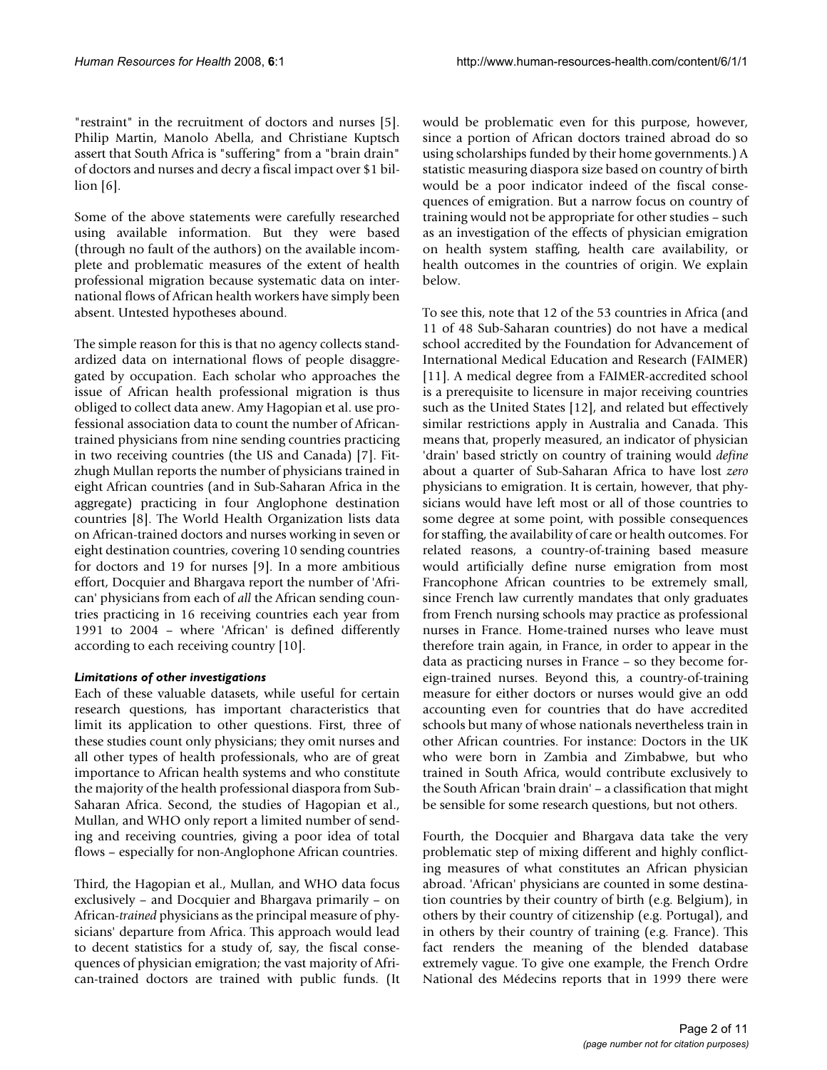"restraint" in the recruitment of doctors and nurses [5]. Philip Martin, Manolo Abella, and Christiane Kuptsch assert that South Africa is "suffering" from a "brain drain" of doctors and nurses and decry a fiscal impact over $1 billion [6].

Some of the above statements were carefully researched using available information. But they were based (through no fault of the authors) on the available incomplete and problematic measures of the extent of health professional migration because systematic data on international flows of African health workers have simply been absent. Untested hypotheses abound.

The simple reason for this is that no agency collects standardized data on international flows of people disaggregated by occupation. Each scholar who approaches the issue of African health professional migration is thus obliged to collect data anew. Amy Hagopian et al. use professional association data to count the number of African-trained physicians from nine sending countries practicing in two receiving countries (the US and Canada) [7]. Fitzhugh Mullan reports the number of physicians trained in eight African countries (and in Sub-Saharan Africa in the aggregate) practicing in four Anglophone destination countries [8]. The World Health Organization lists data on African-trained doctors and nurses working in seven or eight destination countries, covering 10 sending countries for doctors and 19 for nurses [9]. In a more ambitious effort, Docquier and Bhargava report the number of 'African' physicians from each of *all* the African sending countries practicing in 16 receiving countries each year from 1991 to 2004 – where 'African' is defined differently according to each receiving country [10].

### *Limitations of other investigations*

Each of these valuable datasets, while useful for certain research questions, has important characteristics that limit its application to other questions. First, three of these studies count only physicians; they omit nurses and all other types of health professionals, who are of great importance to African health systems and who constitute the majority of the health professional diaspora from Sub-Saharan Africa. Second, the studies of Hagopian et al., Mullan, and WHO only report a limited number of sending and receiving countries, giving a poor idea of total flows – especially for non-Anglophone African countries.

Third, the Hagopian et al., Mullan, and WHO data focus exclusively – and Docquier and Bhargava primarily – on African-*trained* physicians as the principal measure of physicians' departure from Africa. This approach would lead to decent statistics for a study of, say, the fiscal consequences of physician emigration; the vast majority of African-trained doctors are trained with public funds. (It would be problematic even for this purpose, however, since a portion of African doctors trained abroad do so using scholarships funded by their home governments.) A statistic measuring diaspora size based on country of birth would be a poor indicator indeed of the fiscal consequences of emigration. But a narrow focus on country of training would not be appropriate for other studies – such as an investigation of the effects of physician emigration on health system staffing, health care availability, or health outcomes in the countries of origin. We explain below.

To see this, note that 12 of the 53 countries in Africa (and 11 of 48 Sub-Saharan countries) do not have a medical school accredited by the Foundation for Advancement of International Medical Education and Research (FAIMER) [11]. A medical degree from a FAIMER-accredited school is a prerequisite to licensure in major receiving countries such as the United States [12], and related but effectively similar restrictions apply in Australia and Canada. This means that, properly measured, an indicator of physician 'drain' based strictly on country of training would *define* about a quarter of Sub-Saharan Africa to have lost *zero* physicians to emigration. It is certain, however, that physicians would have left most or all of those countries to some degree at some point, with possible consequences for staffing, the availability of care or health outcomes. For related reasons, a country-of-training based measure would artificially define nurse emigration from most Francophone African countries to be extremely small, since French law currently mandates that only graduates from French nursing schools may practice as professional nurses in France. Home-trained nurses who leave must therefore train again, in France, in order to appear in the data as practicing nurses in France – so they become foreign-trained nurses. Beyond this, a country-of-training measure for either doctors or nurses would give an odd accounting even for countries that do have accredited schools but many of whose nationals nevertheless train in other African countries. For instance: Doctors in the UK who were born in Zambia and Zimbabwe, but who trained in South Africa, would contribute exclusively to the South African 'brain drain' – a classification that might be sensible for some research questions, but not others.

Fourth, the Docquier and Bhargava data take the very problematic step of mixing different and highly conflicting measures of what constitutes an African physician abroad. 'African' physicians are counted in some destination countries by their country of birth (e.g. Belgium), in others by their country of citizenship (e.g. Portugal), and in others by their country of training (e.g. France). This fact renders the meaning of the blended database extremely vague. To give one example, the French Ordre National des Médecins reports that in 1999 there were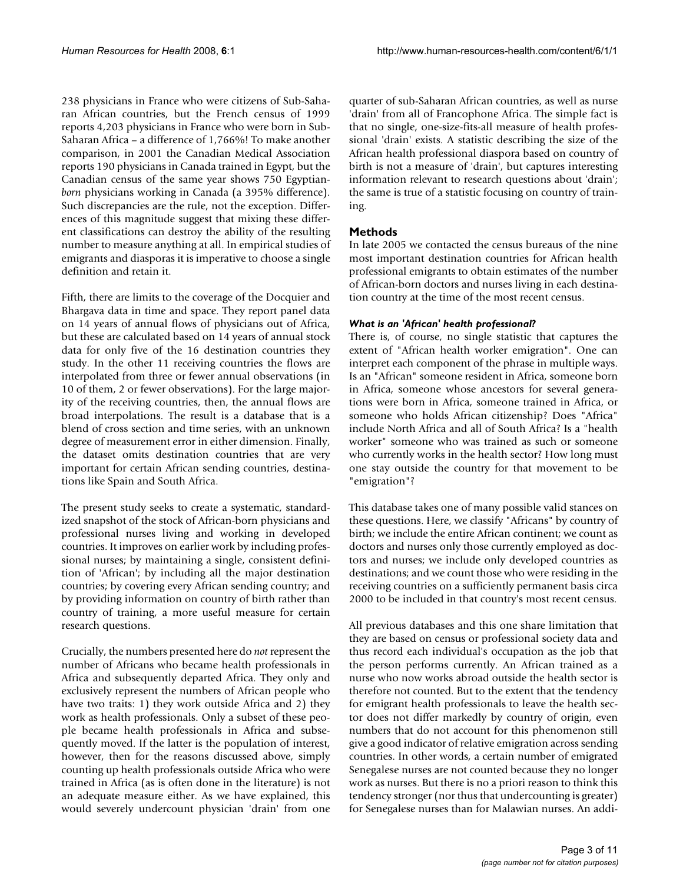238 physicians in France who were citizens of Sub-Saharan African countries, but the French census of 1999 reports 4,203 physicians in France who were born in Sub-Saharan Africa – a difference of 1,766%! To make another comparison, in 2001 the Canadian Medical Association reports 190 physicians in Canada trained in Egypt, but the Canadian census of the same year shows 750 Egyptian-*born* physicians working in Canada (a 395% difference). Such discrepancies are the rule, not the exception. Differences of this magnitude suggest that mixing these different classifications can destroy the ability of the resulting number to measure anything at all. In empirical studies of emigrants and diasporas it is imperative to choose a single definition and retain it.

Fifth, there are limits to the coverage of the Docquier and Bhargava data in time and space. They report panel data on 14 years of annual flows of physicians out of Africa, but these are calculated based on 14 years of annual stock data for only five of the 16 destination countries they study. In the other 11 receiving countries the flows are interpolated from three or fewer annual observations (in 10 of them, 2 or fewer observations). For the large majority of the receiving countries, then, the annual flows are broad interpolations. The result is a database that is a blend of cross section and time series, with an unknown degree of measurement error in either dimension. Finally, the dataset omits destination countries that are very important for certain African sending countries, destinations like Spain and South Africa.

The present study seeks to create a systematic, standardized snapshot of the stock of African-born physicians and professional nurses living and working in developed countries. It improves on earlier work by including professional nurses; by maintaining a single, consistent definition of 'African'; by including all the major destination countries; by covering every African sending country; and by providing information on country of birth rather than country of training, a more useful measure for certain research questions.

Crucially, the numbers presented here do *not* represent the number of Africans who became health professionals in Africa and subsequently departed Africa. They only and exclusively represent the numbers of African people who have two traits: 1) they work outside Africa and 2) they work as health professionals. Only a subset of these people became health professionals in Africa and subsequently moved. If the latter is the population of interest, however, then for the reasons discussed above, simply counting up health professionals outside Africa who were trained in Africa (as is often done in the literature) is not an adequate measure either. As we have explained, this would severely undercount physician 'drain' from one quarter of sub-Saharan African countries, as well as nurse 'drain' from all of Francophone Africa. The simple fact is that no single, one-size-fits-all measure of health professional 'drain' exists. A statistic describing the size of the African health professional diaspora based on country of birth is not a measure of 'drain', but captures interesting information relevant to research questions about 'drain'; the same is true of a statistic focusing on country of training.

## Methods

In late 2005 we contacted the census bureaus of the nine most important destination countries for African health professional emigrants to obtain estimates of the number of African-born doctors and nurses living in each destination country at the time of the most recent census.

### *What is an 'African' health professional?*

There is, of course, no single statistic that captures the extent of "African health worker emigration". One can interpret each component of the phrase in multiple ways. Is an "African" someone resident in Africa, someone born in Africa, someone whose ancestors for several generations were born in Africa, someone trained in Africa, or someone who holds African citizenship? Does "Africa" include North Africa and all of South Africa? Is a "health worker" someone who was trained as such or someone who currently works in the health sector? How long must one stay outside the country for that movement to be "emigration"?

This database takes one of many possible valid stances on these questions. Here, we classify "Africans" by country of birth; we include the entire African continent; we count as doctors and nurses only those currently employed as doctors and nurses; we include only developed countries as destinations; and we count those who were residing in the receiving countries on a sufficiently permanent basis circa 2000 to be included in that country's most recent census.

All previous databases and this one share limitation that they are based on census or professional society data and thus record each individual's occupation as the job that the person performs currently. An African trained as a nurse who now works abroad outside the health sector is therefore not counted. But to the extent that the tendency for emigrant health professionals to leave the health sector does not differ markedly by country of origin, even numbers that do not account for this phenomenon still give a good indicator of relative emigration across sending countries. In other words, a certain number of emigrated Senegalese nurses are not counted because they no longer work as nurses. But there is no a priori reason to think this tendency stronger (nor thus that undercounting is greater) for Senegalese nurses than for Malawian nurses. An addi-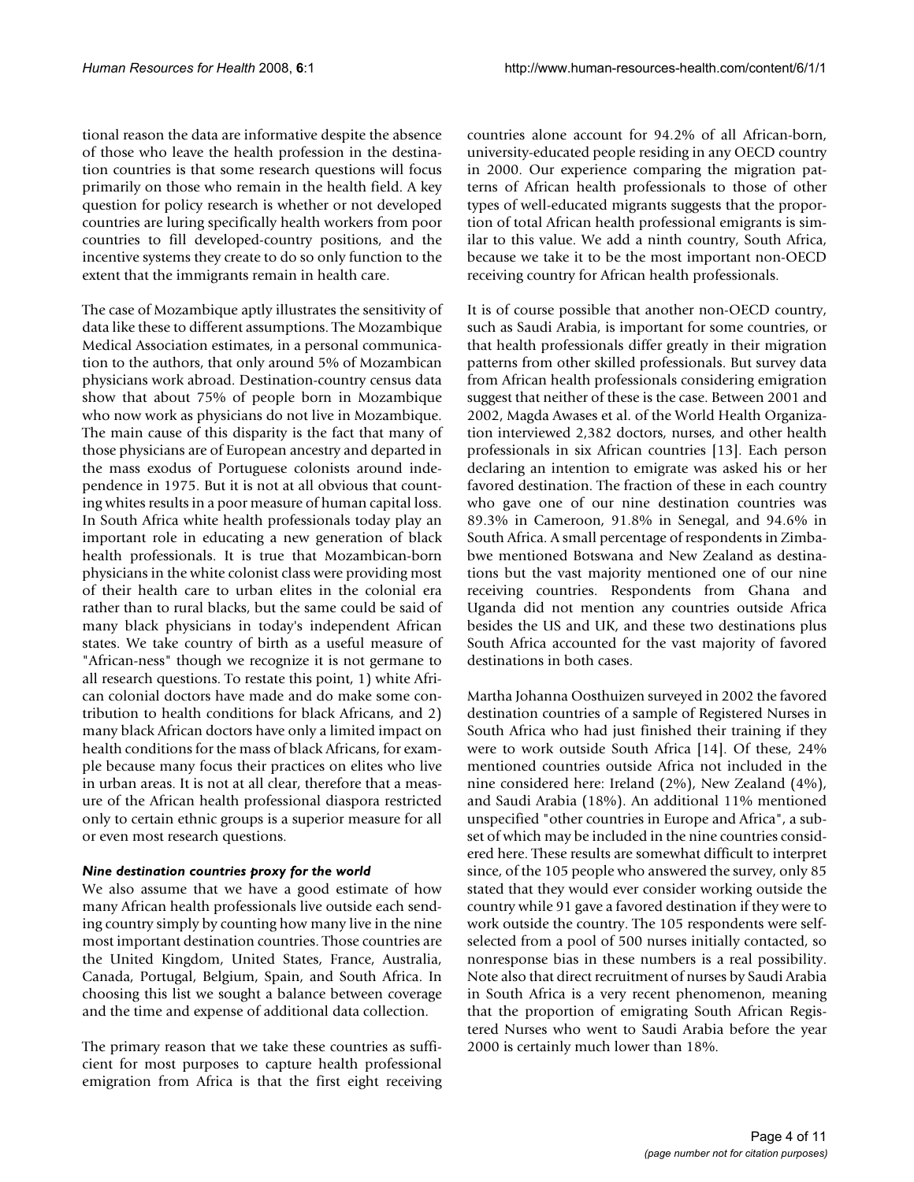tional reason the data are informative despite the absence of those who leave the health profession in the destination countries is that some research questions will focus primarily on those who remain in the health field. A key question for policy research is whether or not developed countries are luring specifically health workers from poor countries to fill developed-country positions, and the incentive systems they create to do so only function to the extent that the immigrants remain in health care.

The case of Mozambique aptly illustrates the sensitivity of data like these to different assumptions. The Mozambique Medical Association estimates, in a personal communication to the authors, that only around 5% of Mozambican physicians work abroad. Destination-country census data show that about 75% of people born in Mozambique who now work as physicians do not live in Mozambique. The main cause of this disparity is the fact that many of those physicians are of European ancestry and departed in the mass exodus of Portuguese colonists around independence in 1975. But it is not at all obvious that counting whites results in a poor measure of human capital loss. In South Africa white health professionals today play an important role in educating a new generation of black health professionals. It is true that Mozambican-born physicians in the white colonist class were providing most of their health care to urban elites in the colonial era rather than to rural blacks, but the same could be said of many black physicians in today's independent African states. We take country of birth as a useful measure of "African-ness" though we recognize it is not germane to all research questions. To restate this point, 1) white African colonial doctors have made and do make some contribution to health conditions for black Africans, and 2) many black African doctors have only a limited impact on health conditions for the mass of black Africans, for example because many focus their practices on elites who live in urban areas. It is not at all clear, therefore that a measure of the African health professional diaspora restricted only to certain ethnic groups is a superior measure for all or even most research questions.

### *Nine destination countries proxy for the world*

We also assume that we have a good estimate of how many African health professionals live outside each sending country simply by counting how many live in the nine most important destination countries. Those countries are the United Kingdom, United States, France, Australia, Canada, Portugal, Belgium, Spain, and South Africa. In choosing this list we sought a balance between coverage and the time and expense of additional data collection.

The primary reason that we take these countries as sufficient for most purposes to capture health professional emigration from Africa is that the first eight receiving countries alone account for 94.2% of all African-born, university-educated people residing in any OECD country in 2000. Our experience comparing the migration patterns of African health professionals to those of other types of well-educated migrants suggests that the proportion of total African health professional emigrants is similar to this value. We add a ninth country, South Africa, because we take it to be the most important non-OECD receiving country for African health professionals.

It is of course possible that another non-OECD country, such as Saudi Arabia, is important for some countries, or that health professionals differ greatly in their migration patterns from other skilled professionals. But survey data from African health professionals considering emigration suggest that neither of these is the case. Between 2001 and 2002, Magda Awases et al. of the World Health Organization interviewed 2,382 doctors, nurses, and other health professionals in six African countries [13]. Each person declaring an intention to emigrate was asked his or her favored destination. The fraction of these in each country who gave one of our nine destination countries was 89.3% in Cameroon, 91.8% in Senegal, and 94.6% in South Africa. A small percentage of respondents in Zimbabwe mentioned Botswana and New Zealand as destinations but the vast majority mentioned one of our nine receiving countries. Respondents from Ghana and Uganda did not mention any countries outside Africa besides the US and UK, and these two destinations plus South Africa accounted for the vast majority of favored destinations in both cases.

Martha Johanna Oosthuizen surveyed in 2002 the favored destination countries of a sample of Registered Nurses in South Africa who had just finished their training if they were to work outside South Africa [14]. Of these, 24% mentioned countries outside Africa not included in the nine considered here: Ireland (2%), New Zealand (4%), and Saudi Arabia (18%). An additional 11% mentioned unspecified "other countries in Europe and Africa", a subset of which may be included in the nine countries considered here. These results are somewhat difficult to interpret since, of the 105 people who answered the survey, only 85 stated that they would ever consider working outside the country while 91 gave a favored destination if they were to work outside the country. The 105 respondents were self-selected from a pool of 500 nurses initially contacted, so nonresponse bias in these numbers is a real possibility. Note also that direct recruitment of nurses by Saudi Arabia in South Africa is a very recent phenomenon, meaning that the proportion of emigrating South African Registered Nurses who went to Saudi Arabia before the year 2000 is certainly much lower than 18%.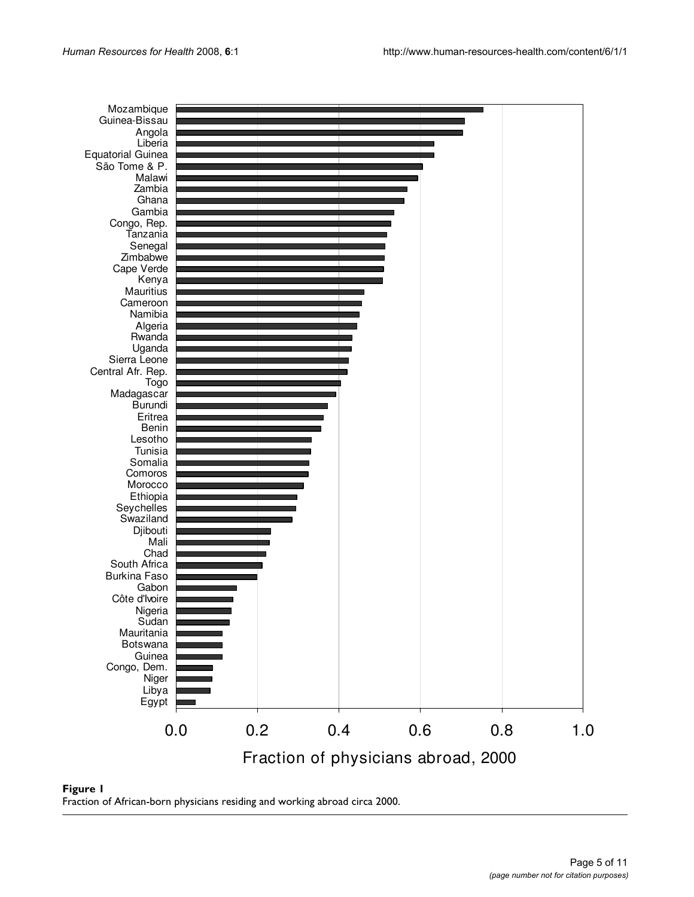**Figure 1**
Fraction of African-born physicians residing and working abroad circa 2000.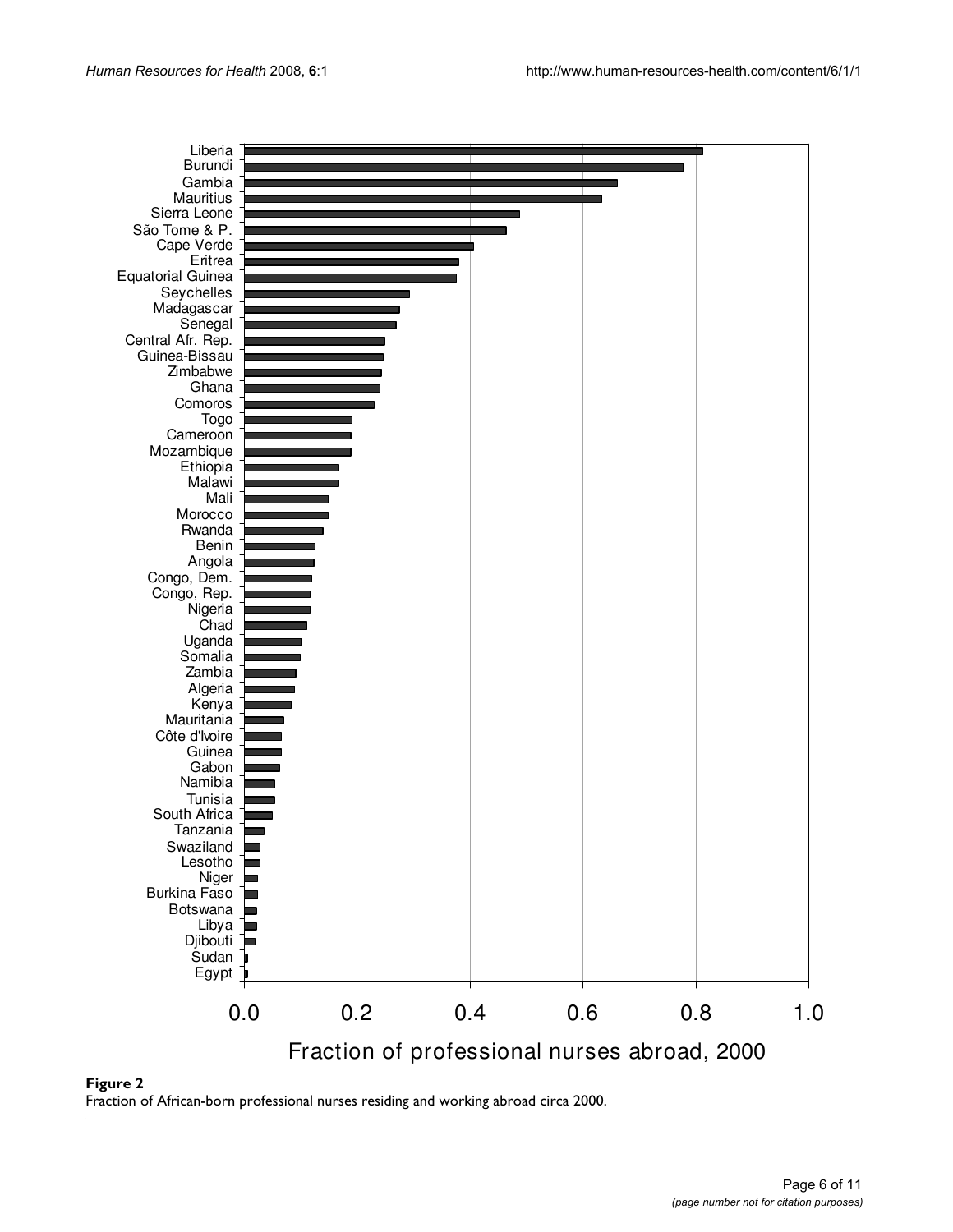**Figure 2**
Fraction of African-born professional nurses residing and working abroad circa 2000.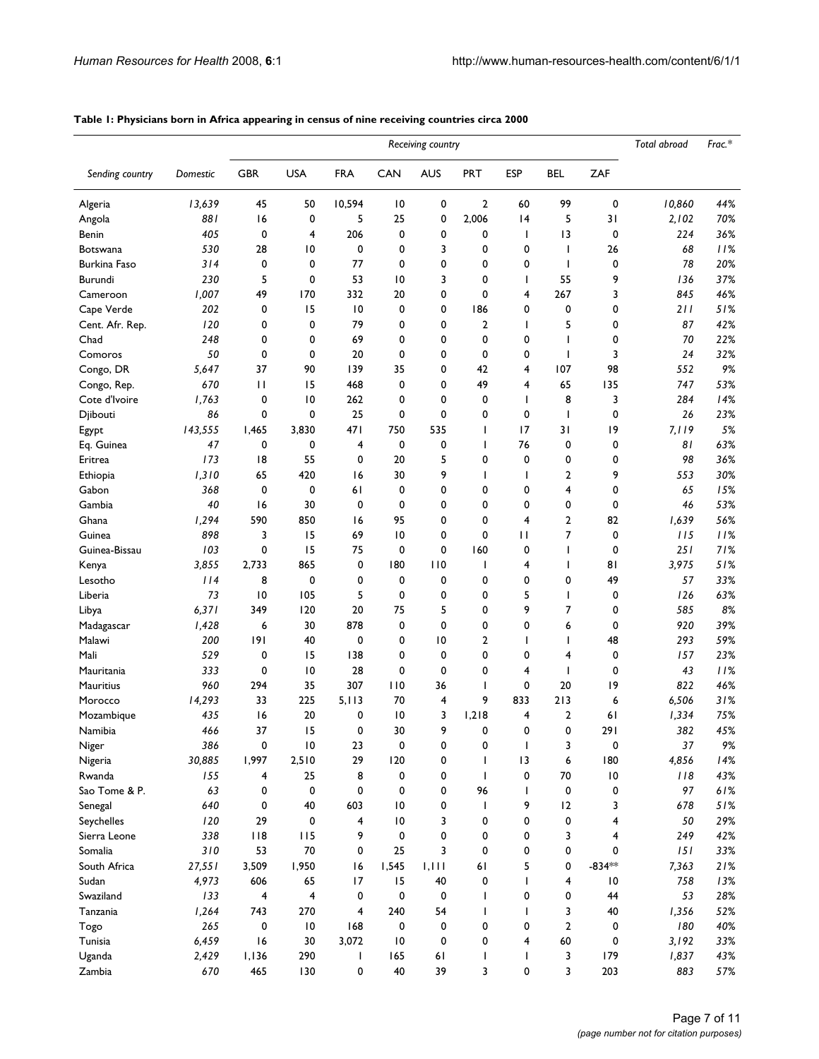**Table 1: Physicians born in Africa appearing in census of nine receiving countries circa 2000**

| | | *Receiving country* | | | | | | | | | *Total abroad* | *Frac.\** |
|---|---|---|---|---|---|---|---|---|---|---|---|---|
| *Sending country* | *Domestic* | GBR | USA | FRA | CAN | AUS | PRT | ESP | BEL | ZAF | | |
| Algeria | *13,639* | 45 | 50 | 10,594 | 10 | 0 | 2 | 60 | 99 | 0 | *10,860* | *44%* |
| Angola | *881* | 16 | 0 | 5 | 25 | 0 | 2,006 | 14 | 5 | 31 | *2,102* | *70%* |
| Benin | *405* | 0 | 4 | 206 | 0 | 0 | 0 | 1 | 13 | 0 | *224* | *36%* |
| Botswana | *530* | 28 | 10 | 0 | 0 | 3 | 0 | 0 | 1 | 26 | *68* | *11%* |
| Burkina Faso | *314* | 0 | 0 | 77 | 0 | 0 | 0 | 0 | 1 | 0 | *78* | *20%* |
| Burundi | *230* | 5 | 0 | 53 | 10 | 3 | 0 | 1 | 55 | 9 | *136* | *37%* |
| Cameroon | *1,007* | 49 | 170 | 332 | 20 | 0 | 0 | 4 | 267 | 3 | *845* | *46%* |
| Cape Verde | *202* | 0 | 15 | 10 | 0 | 0 | 186 | 0 | 0 | 0 | *211* | *51%* |
| Cent. Afr. Rep. | *120* | 0 | 0 | 79 | 0 | 0 | 2 | 1 | 5 | 0 | *87* | *42%* |
| Chad | *248* | 0 | 0 | 69 | 0 | 0 | 0 | 0 | 1 | 0 | *70* | *22%* |
| Comoros | *50* | 0 | 0 | 20 | 0 | 0 | 0 | 0 | 1 | 3 | *24* | *32%* |
| Congo, DR | *5,647* | 37 | 90 | 139 | 35 | 0 | 42 | 4 | 107 | 98 | *552* | *9%* |
| Congo, Rep. | *670* | 11 | 15 | 468 | 0 | 0 | 49 | 4 | 65 | 135 | *747* | *53%* |
| Cote d'Ivoire | *1,763* | 0 | 10 | 262 | 0 | 0 | 0 | 1 | 8 | 3 | *284* | *14%* |
| Djibouti | *86* | 0 | 0 | 25 | 0 | 0 | 0 | 0 | 1 | 0 | *26* | *23%* |
| Egypt | *143,555* | 1,465 | 3,830 | 471 | 750 | 535 | 1 | 17 | 31 | 19 | *7,119* | *5%* |
| Eq. Guinea | *47* | 0 | 0 | 4 | 0 | 0 | 1 | 76 | 0 | 0 | *81* | *63%* |
| Eritrea | *173* | 18 | 55 | 0 | 20 | 5 | 0 | 0 | 0 | 0 | *98* | *36%* |
| Ethiopia | *1,310* | 65 | 420 | 16 | 30 | 9 | 1 | 1 | 2 | 9 | *553* | *30%* |
| Gabon | *368* | 0 | 0 | 61 | 0 | 0 | 0 | 0 | 4 | 0 | *65* | *15%* |
| Gambia | *40* | 16 | 30 | 0 | 0 | 0 | 0 | 0 | 0 | 0 | *46* | *53%* |
| Ghana | *1,294* | 590 | 850 | 16 | 95 | 0 | 0 | 4 | 2 | 82 | *1,639* | *56%* |
| Guinea | *898* | 3 | 15 | 69 | 10 | 0 | 0 | 11 | 7 | 0 | *115* | *11%* |
| Guinea-Bissau | *103* | 0 | 15 | 75 | 0 | 0 | 160 | 0 | 1 | 0 | *251* | *71%* |
| Kenya | *3,855* | 2,733 | 865 | 0 | 180 | 110 | 1 | 4 | 1 | 81 | *3,975* | *51%* |
| Lesotho | *114* | 8 | 0 | 0 | 0 | 0 | 0 | 0 | 0 | 49 | *57* | *33%* |
| Liberia | *73* | 10 | 105 | 5 | 0 | 0 | 0 | 5 | 1 | 0 | *126* | *63%* |
| Libya | *6,371* | 349 | 120 | 20 | 75 | 5 | 0 | 9 | 7 | 0 | *585* | *8%* |
| Madagascar | *1,428* | 6 | 30 | 878 | 0 | 0 | 0 | 0 | 6 | 0 | *920* | *39%* |
| Malawi | *200* | 191 | 40 | 0 | 0 | 10 | 2 | 1 | 1 | 48 | *293* | *59%* |
| Mali | *529* | 0 | 15 | 138 | 0 | 0 | 0 | 0 | 4 | 0 | *157* | *23%* |
| Mauritania | *333* | 0 | 10 | 28 | 0 | 0 | 0 | 4 | 1 | 0 | *43* | *11%* |
| Mauritius | *960* | 294 | 35 | 307 | 110 | 36 | 1 | 0 | 20 | 19 | *822* | *46%* |
| Morocco | *14,293* | 33 | 225 | 5,113 | 70 | 4 | 9 | 833 | 213 | 6 | *6,506* | *31%* |
| Mozambique | *435* | 16 | 20 | 0 | 10 | 3 | 1,218 | 4 | 2 | 61 | *1,334* | *75%* |
| Namibia | *466* | 37 | 15 | 0 | 30 | 9 | 0 | 0 | 0 | 291 | *382* | *45%* |
| Niger | *386* | 0 | 10 | 23 | 0 | 0 | 0 | 1 | 3 | 0 | *37* | *9%* |
| Nigeria | *30,885* | 1,997 | 2,510 | 29 | 120 | 0 | 1 | 13 | 6 | 180 | *4,856* | *14%* |
| Rwanda | *155* | 4 | 25 | 8 | 0 | 0 | 1 | 0 | 70 | 10 | *118* | *43%* |
| Sao Tome & P. | *63* | 0 | 0 | 0 | 0 | 0 | 96 | 1 | 0 | 0 | *97* | *61%* |
| Senegal | *640* | 0 | 40 | 603 | 10 | 0 | 1 | 9 | 12 | 3 | *678* | *51%* |
| Seychelles | *120* | 29 | 0 | 4 | 10 | 3 | 0 | 0 | 0 | 4 | *50* | *29%* |
| Sierra Leone | *338* | 118 | 115 | 9 | 0 | 0 | 0 | 0 | 3 | 4 | *249* | *42%* |
| Somalia | *310* | 53 | 70 | 0 | 25 | 3 | 0 | 0 | 0 | 0 | *151* | *33%* |
| South Africa | *27,551* | 3,509 | 1,950 | 16 | 1,545 | 1,111 | 61 | 5 | 0 | -834\*\* | *7,363* | *21%* |
| Sudan | *4,973* | 606 | 65 | 17 | 15 | 40 | 0 | 1 | 4 | 10 | *758* | *13%* |
| Swaziland | *133* | 4 | 4 | 0 | 0 | 0 | 1 | 0 | 0 | 44 | *53* | *28%* |
| Tanzania | *1,264* | 743 | 270 | 4 | 240 | 54 | 1 | 1 | 3 | 40 | *1,356* | *52%* |
| Togo | *265* | 0 | 10 | 168 | 0 | 0 | 0 | 0 | 2 | 0 | *180* | *40%* |
| Tunisia | *6,459* | 16 | 30 | 3,072 | 10 | 0 | 0 | 4 | 60 | 0 | *3,192* | *33%* |
| Uganda | *2,429* | 1,136 | 290 | 1 | 165 | 61 | 1 | 1 | 3 | 179 | *1,837* | *43%* |
| Zambia | *670* | 465 | 130 | 0 | 40 | 39 | 3 | 0 | 3 | 203 | *883* | *57%* |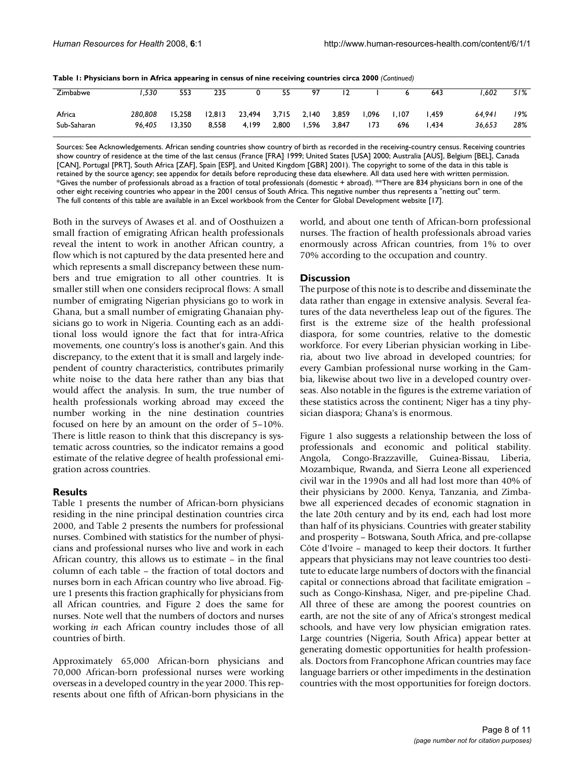**Table 1: Physicians born in Africa appearing in census of nine receiving countries circa 2000** *(Continued)*

| | | | | | | | | | | | | |
|---|---|---|---|---|---|---|---|---|---|---|---|---|
| Zimbabwe | *1,530* | 553 | 235 | 0 | 55 | 97 | 12 | 1 | 6 | 643 | *1,602* | *51%* |
| Africa | *280,808* | 15,258 | 12,813 | 23,494 | 3,715 | 2,140 | 3,859 | 1,096 | 1,107 | 1,459 | *64,941* | *19%* |
| Sub-Saharan | *96,405* | 13,350 | 8,558 | 4,199 | 2,800 | 1,596 | 3,847 | 173 | 696 | 1,434 | *36,653* | *28%* |

Sources: See Acknowledgements. African sending countries show country of birth as recorded in the receiving-country census. Receiving countries show country of residence at the time of the last census (France [FRA] 1999; United States [USA] 2000; Australia [AUS], Belgium [BEL], Canada [CAN], Portugal [PRT], South Africa [ZAF], Spain [ESP], and United Kingdom [GBR] 2001). The copyright to some of the data in this table is retained by the source agency; see appendix for details before reproducing these data elsewhere. All data used here with written permission. *Gives the number of professionals abroad as a fraction of total professionals (domestic + abroad). **There are 834 physicians born in one of the other eight receiving countries who appear in the 2001 census of South Africa. This negative number thus represents a "netting out" term. The full contents of this table are available in an Excel workbook from the Center for Global Development website [17].

Both in the surveys of Awases et al. and of Oosthuizen a small fraction of emigrating African health professionals reveal the intent to work in another African country, a flow which is not captured by the data presented here and which represents a small discrepancy between these numbers and true emigration to all other countries. It is smaller still when one considers reciprocal flows: A small number of emigrating Nigerian physicians go to work in Ghana, but a small number of emigrating Ghanaian physicians go to work in Nigeria. Counting each as an additional loss would ignore the fact that for intra-Africa movements, one country's loss is another's gain. And this discrepancy, to the extent that it is small and largely independent of country characteristics, contributes primarily white noise to the data here rather than any bias that would affect the analysis. In sum, the true number of health professionals working abroad may exceed the number working in the nine destination countries focused on here by an amount on the order of 5–10%. There is little reason to think that this discrepancy is systematic across countries, so the indicator remains a good estimate of the relative degree of health professional emigration across countries.

## Results

Table 1 presents the number of African-born physicians residing in the nine principal destination countries circa 2000, and Table 2 presents the numbers for professional nurses. Combined with statistics for the number of physicians and professional nurses who live and work in each African country, this allows us to estimate – in the final column of each table – the fraction of total doctors and nurses born in each African country who live abroad. Figure 1 presents this fraction graphically for physicians from all African countries, and Figure 2 does the same for nurses. Note well that the numbers of doctors and nurses working *in* each African country includes those of all countries of birth.

Approximately 65,000 African-born physicians and 70,000 African-born professional nurses were working overseas in a developed country in the year 2000. This represents about one fifth of African-born physicians in the world, and about one tenth of African-born professional nurses. The fraction of health professionals abroad varies enormously across African countries, from 1% to over 70% according to the occupation and country.

## Discussion

The purpose of this note is to describe and disseminate the data rather than engage in extensive analysis. Several features of the data nevertheless leap out of the figures. The first is the extreme size of the health professional diaspora, for some countries, relative to the domestic workforce. For every Liberian physician working in Liberia, about two live abroad in developed countries; for every Gambian professional nurse working in the Gambia, likewise about two live in a developed country overseas. Also notable in the figures is the extreme variation of these statistics across the continent; Niger has a tiny physician diaspora; Ghana's is enormous.

Figure 1 also suggests a relationship between the loss of professionals and economic and political stability. Angola, Congo-Brazzaville, Guinea-Bissau, Liberia, Mozambique, Rwanda, and Sierra Leone all experienced civil war in the 1990s and all had lost more than 40% of their physicians by 2000. Kenya, Tanzania, and Zimbabwe all experienced decades of economic stagnation in the late 20th century and by its end, each had lost more than half of its physicians. Countries with greater stability and prosperity – Botswana, South Africa, and pre-collapse Côte d'Ivoire – managed to keep their doctors. It further appears that physicians may not leave countries too destitute to educate large numbers of doctors with the financial capital or connections abroad that facilitate emigration – such as Congo-Kinshasa, Niger, and pre-pipeline Chad. All three of these are among the poorest countries on earth, are not the site of any of Africa's strongest medical schools, and have very low physician emigration rates. Large countries (Nigeria, South Africa) appear better at generating domestic opportunities for health professionals. Doctors from Francophone African countries may face language barriers or other impediments in the destination countries with the most opportunities for foreign doctors.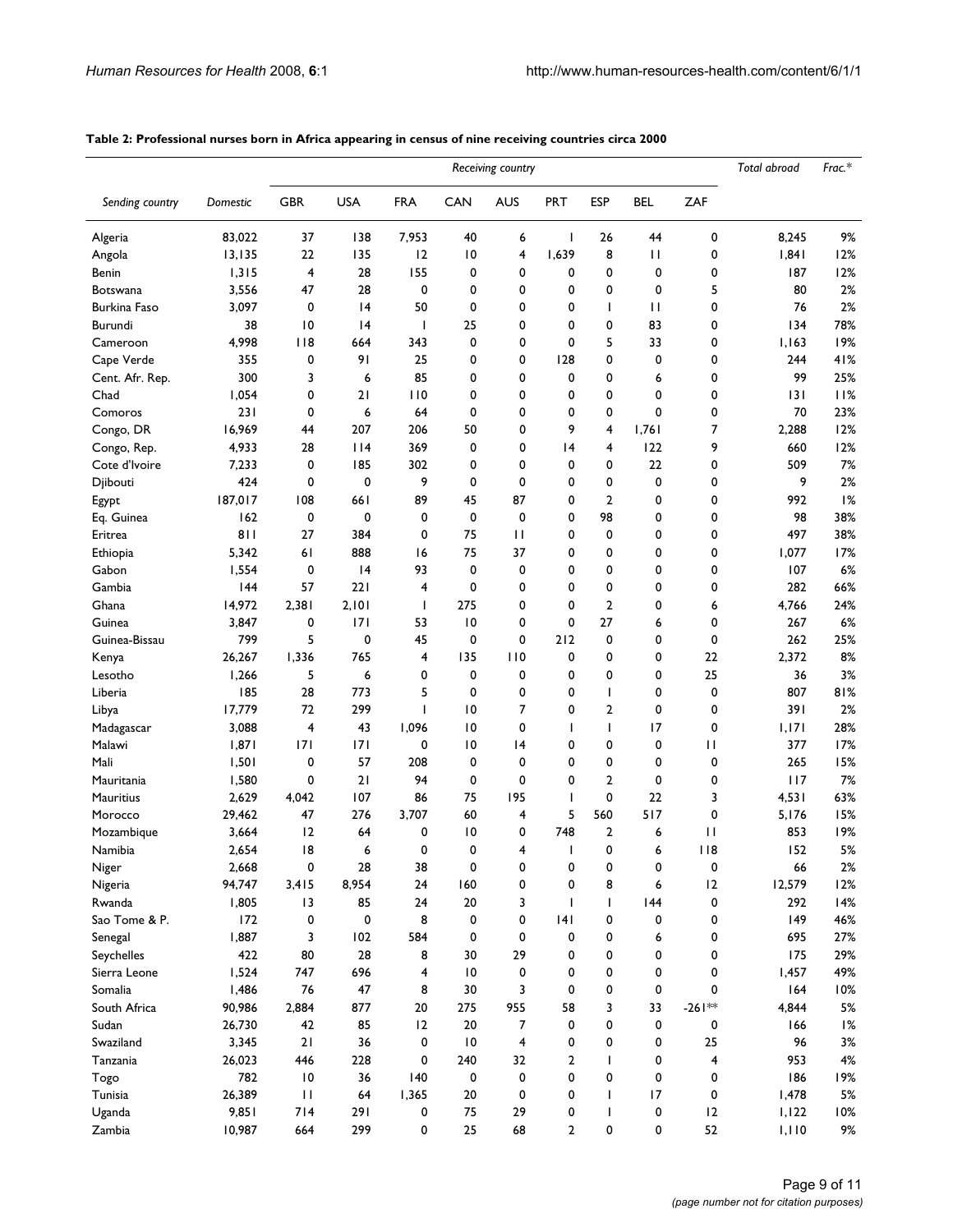**Table 2: Professional nurses born in Africa appearing in census of nine receiving countries circa 2000**

| Sending country | Domestic | Receiving country | | | | | | | | | Total abroad | Frac.* |
|---|---|---|---|---|---|---|---|---|---|---|---|---|
| | | GBR | USA | FRA | CAN | AUS | PRT | ESP | BEL | ZAF | | |
| Algeria | 83,022 | 37 | 138 | 7,953 | 40 | 6 | 1 | 26 | 44 | 0 | 8,245 | 9% |
| Angola | 13,135 | 22 | 135 | 12 | 10 | 4 | 1,639 | 8 | 11 | 0 | 1,841 | 12% |
| Benin | 1,315 | 4 | 28 | 155 | 0 | 0 | 0 | 0 | 0 | 0 | 187 | 12% |
| Botswana | 3,556 | 47 | 28 | 0 | 0 | 0 | 0 | 0 | 0 | 5 | 80 | 2% |
| Burkina Faso | 3,097 | 0 | 14 | 50 | 0 | 0 | 0 | 1 | 11 | 0 | 76 | 2% |
| Burundi | 38 | 10 | 14 | 1 | 25 | 0 | 0 | 0 | 83 | 0 | 134 | 78% |
| Cameroon | 4,998 | 118 | 664 | 343 | 0 | 0 | 0 | 5 | 33 | 0 | 1,163 | 19% |
| Cape Verde | 355 | 0 | 91 | 25 | 0 | 0 | 128 | 0 | 0 | 0 | 244 | 41% |
| Cent. Afr. Rep. | 300 | 3 | 6 | 85 | 0 | 0 | 0 | 0 | 6 | 0 | 99 | 25% |
| Chad | 1,054 | 0 | 21 | 110 | 0 | 0 | 0 | 0 | 0 | 0 | 131 | 11% |
| Comoros | 231 | 0 | 6 | 64 | 0 | 0 | 0 | 0 | 0 | 0 | 70 | 23% |
| Congo, DR | 16,969 | 44 | 207 | 206 | 50 | 0 | 9 | 4 | 1,761 | 7 | 2,288 | 12% |
| Congo, Rep. | 4,933 | 28 | 114 | 369 | 0 | 0 | 14 | 4 | 122 | 9 | 660 | 12% |
| Cote d'Ivoire | 7,233 | 0 | 185 | 302 | 0 | 0 | 0 | 0 | 22 | 0 | 509 | 7% |
| Djibouti | 424 | 0 | 0 | 9 | 0 | 0 | 0 | 0 | 0 | 0 | 9 | 2% |
| Egypt | 187,017 | 108 | 661 | 89 | 45 | 87 | 0 | 2 | 0 | 0 | 992 | 1% |
| Eq. Guinea | 162 | 0 | 0 | 0 | 0 | 0 | 0 | 98 | 0 | 0 | 98 | 38% |
| Eritrea | 811 | 27 | 384 | 0 | 75 | 11 | 0 | 0 | 0 | 0 | 497 | 38% |
| Ethiopia | 5,342 | 61 | 888 | 16 | 75 | 37 | 0 | 0 | 0 | 0 | 1,077 | 17% |
| Gabon | 1,554 | 0 | 14 | 93 | 0 | 0 | 0 | 0 | 0 | 0 | 107 | 6% |
| Gambia | 144 | 57 | 221 | 4 | 0 | 0 | 0 | 0 | 0 | 0 | 282 | 66% |
| Ghana | 14,972 | 2,381 | 2,101 | 1 | 275 | 0 | 0 | 2 | 0 | 6 | 4,766 | 24% |
| Guinea | 3,847 | 0 | 171 | 53 | 10 | 0 | 0 | 27 | 6 | 0 | 267 | 6% |
| Guinea-Bissau | 799 | 5 | 0 | 45 | 0 | 0 | 212 | 0 | 0 | 0 | 262 | 25% |
| Kenya | 26,267 | 1,336 | 765 | 4 | 135 | 110 | 0 | 0 | 0 | 22 | 2,372 | 8% |
| Lesotho | 1,266 | 5 | 6 | 0 | 0 | 0 | 0 | 0 | 0 | 25 | 36 | 3% |
| Liberia | 185 | 28 | 773 | 5 | 0 | 0 | 0 | 1 | 0 | 0 | 807 | 81% |
| Libya | 17,779 | 72 | 299 | 1 | 10 | 7 | 0 | 2 | 0 | 0 | 391 | 2% |
| Madagascar | 3,088 | 4 | 43 | 1,096 | 10 | 0 | 1 | 1 | 17 | 0 | 1,171 | 28% |
| Malawi | 1,871 | 171 | 171 | 0 | 10 | 14 | 0 | 0 | 0 | 11 | 377 | 17% |
| Mali | 1,501 | 0 | 57 | 208 | 0 | 0 | 0 | 0 | 0 | 0 | 265 | 15% |
| Mauritania | 1,580 | 0 | 21 | 94 | 0 | 0 | 0 | 2 | 0 | 0 | 117 | 7% |
| Mauritius | 2,629 | 4,042 | 107 | 86 | 75 | 195 | 1 | 0 | 22 | 3 | 4,531 | 63% |
| Morocco | 29,462 | 47 | 276 | 3,707 | 60 | 4 | 5 | 560 | 517 | 0 | 5,176 | 15% |
| Mozambique | 3,664 | 12 | 64 | 0 | 10 | 0 | 748 | 2 | 6 | 11 | 853 | 19% |
| Namibia | 2,654 | 18 | 6 | 0 | 0 | 4 | 1 | 0 | 6 | 118 | 152 | 5% |
| Niger | 2,668 | 0 | 28 | 38 | 0 | 0 | 0 | 0 | 0 | 0 | 66 | 2% |
| Nigeria | 94,747 | 3,415 | 8,954 | 24 | 160 | 0 | 0 | 8 | 6 | 12 | 12,579 | 12% |
| Rwanda | 1,805 | 13 | 85 | 24 | 20 | 3 | 1 | 1 | 144 | 0 | 292 | 14% |
| Sao Tome & P. | 172 | 0 | 0 | 8 | 0 | 0 | 141 | 0 | 0 | 0 | 149 | 46% |
| Senegal | 1,887 | 3 | 102 | 584 | 0 | 0 | 0 | 0 | 6 | 0 | 695 | 27% |
| Seychelles | 422 | 80 | 28 | 8 | 30 | 29 | 0 | 0 | 0 | 0 | 175 | 29% |
| Sierra Leone | 1,524 | 747 | 696 | 4 | 10 | 0 | 0 | 0 | 0 | 0 | 1,457 | 49% |
| Somalia | 1,486 | 76 | 47 | 8 | 30 | 3 | 0 | 0 | 0 | 0 | 164 | 10% |
| South Africa | 90,986 | 2,884 | 877 | 20 | 275 | 955 | 58 | 3 | 33 | -261** | 4,844 | 5% |
| Sudan | 26,730 | 42 | 85 | 12 | 20 | 7 | 0 | 0 | 0 | 0 | 166 | 1% |
| Swaziland | 3,345 | 21 | 36 | 0 | 10 | 4 | 0 | 0 | 0 | 25 | 96 | 3% |
| Tanzania | 26,023 | 446 | 228 | 0 | 240 | 32 | 2 | 1 | 0 | 4 | 953 | 4% |
| Togo | 782 | 10 | 36 | 140 | 0 | 0 | 0 | 0 | 0 | 0 | 186 | 19% |
| Tunisia | 26,389 | 11 | 64 | 1,365 | 20 | 0 | 0 | 1 | 17 | 0 | 1,478 | 5% |
| Uganda | 9,851 | 714 | 291 | 0 | 75 | 29 | 0 | 1 | 0 | 12 | 1,122 | 10% |
| Zambia | 10,987 | 664 | 299 | 0 | 25 | 68 | 2 | 0 | 0 | 52 | 1,110 | 9% |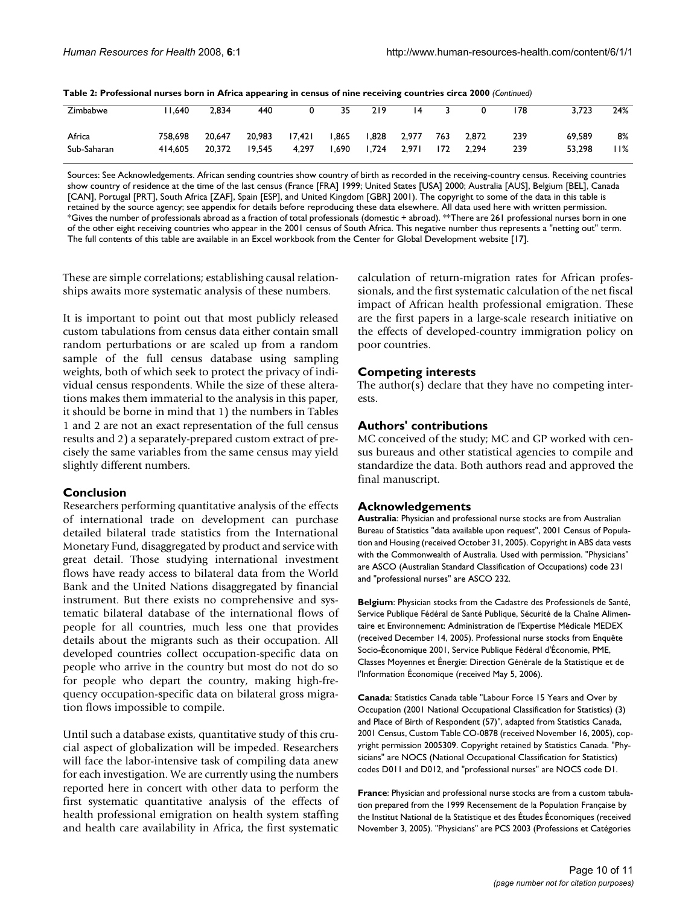**Table 2: Professional nurses born in Africa appearing in census of nine receiving countries circa 2000** *(Continued)*

| | | | | | | | | | | | | |
|---|---|---|---|---|---|---|---|---|---|---|---|---|
| Zimbabwe | 11,640 | 2,834 | 440 | 0 | 35 | 219 | 14 | 3 | 0 | 178 | 3,723 | 24% |
| Africa | 758,698 | 20,647 | 20,983 | 17,421 | 1,865 | 1,828 | 2,977 | 763 | 2,872 | 239 | 69,589 | 8% |
| Sub-Saharan | 414,605 | 20,372 | 19,545 | 4,297 | 1,690 | 1,724 | 2,971 | 172 | 2,294 | 239 | 53,298 | 11% |

Sources: See Acknowledgements. African sending countries show country of birth as recorded in the receiving-country census. Receiving countries show country of residence at the time of the last census (France [FRA] 1999; United States [USA] 2000; Australia [AUS], Belgium [BEL], Canada [CAN], Portugal [PRT], South Africa [ZAF], Spain [ESP], and United Kingdom [GBR] 2001). The copyright to some of the data in this table is retained by the source agency; see appendix for details before reproducing these data elsewhere. All data used here with written permission. *Gives the number of professionals abroad as a fraction of total professionals (domestic + abroad). **There are 261 professional nurses born in one of the other eight receiving countries who appear in the 2001 census of South Africa. This negative number thus represents a "netting out" term. The full contents of this table are available in an Excel workbook from the Center for Global Development website [17].

These are simple correlations; establishing causal relationships awaits more systematic analysis of these numbers.

It is important to point out that most publicly released custom tabulations from census data either contain small random perturbations or are scaled up from a random sample of the full census database using sampling weights, both of which seek to protect the privacy of individual census respondents. While the size of these alterations makes them immaterial to the analysis in this paper, it should be borne in mind that 1) the numbers in Tables 1 and 2 are not an exact representation of the full census results and 2) a separately-prepared custom extract of precisely the same variables from the same census may yield slightly different numbers.

## Conclusion

Researchers performing quantitative analysis of the effects of international trade on development can purchase detailed bilateral trade statistics from the International Monetary Fund, disaggregated by product and service with great detail. Those studying international investment flows have ready access to bilateral data from the World Bank and the United Nations disaggregated by financial instrument. But there exists no comprehensive and systematic bilateral database of the international flows of people for all countries, much less one that provides details about the migrants such as their occupation. All developed countries collect occupation-specific data on people who arrive in the country but most do not do so for people who depart the country, making high-frequency occupation-specific data on bilateral gross migration flows impossible to compile.

Until such a database exists, quantitative study of this crucial aspect of globalization will be impeded. Researchers will face the labor-intensive task of compiling data anew for each investigation. We are currently using the numbers reported here in concert with other data to perform the first systematic quantitative analysis of the effects of health professional emigration on health system staffing and health care availability in Africa, the first systematic calculation of return-migration rates for African professionals, and the first systematic calculation of the net fiscal impact of African health professional emigration. These are the first papers in a large-scale research initiative on the effects of developed-country immigration policy on poor countries.

## Competing interests

The author(s) declare that they have no competing interests.

## Authors' contributions

MC conceived of the study; MC and GP worked with census bureaus and other statistical agencies to compile and standardize the data. Both authors read and approved the final manuscript.

## Acknowledgements

**Australia**: Physician and professional nurse stocks are from Australian Bureau of Statistics "data available upon request", 2001 Census of Population and Housing (received October 31, 2005). Copyright in ABS data vests with the Commonwealth of Australia. Used with permission. "Physicians" are ASCO (Australian Standard Classification of Occupations) code 231 and "professional nurses" are ASCO 232.

**Belgium**: Physician stocks from the Cadastre des Professionels de Santé, Service Publique Fédéral de Santé Publique, Sécurité de la Chaîne Alimentaire et Environnement: Administration de l'Expertise Médicale MEDEX (received December 14, 2005). Professional nurse stocks from Enquête Socio-Économique 2001, Service Publique Fédéral d'Économie, PME, Classes Moyennes et Énergie: Direction Générale de la Statistique et de l'Information Économique (received May 5, 2006).

**Canada**: Statistics Canada table "Labour Force 15 Years and Over by Occupation (2001 National Occupational Classification for Statistics) (3) and Place of Birth of Respondent (57)", adapted from Statistics Canada, 2001 Census, Custom Table CO-0878 (received November 16, 2005), copyright permission 2005309. Copyright retained by Statistics Canada. "Physicians" are NOCS (National Occupational Classification for Statistics) codes D011 and D012, and "professional nurses" are NOCS code D1.

**France**: Physician and professional nurse stocks are from a custom tabulation prepared from the 1999 Recensement de la Population Française by the Institut National de la Statistique et des Études Économiques (received November 3, 2005). "Physicians" are PCS 2003 (Professions et Catégories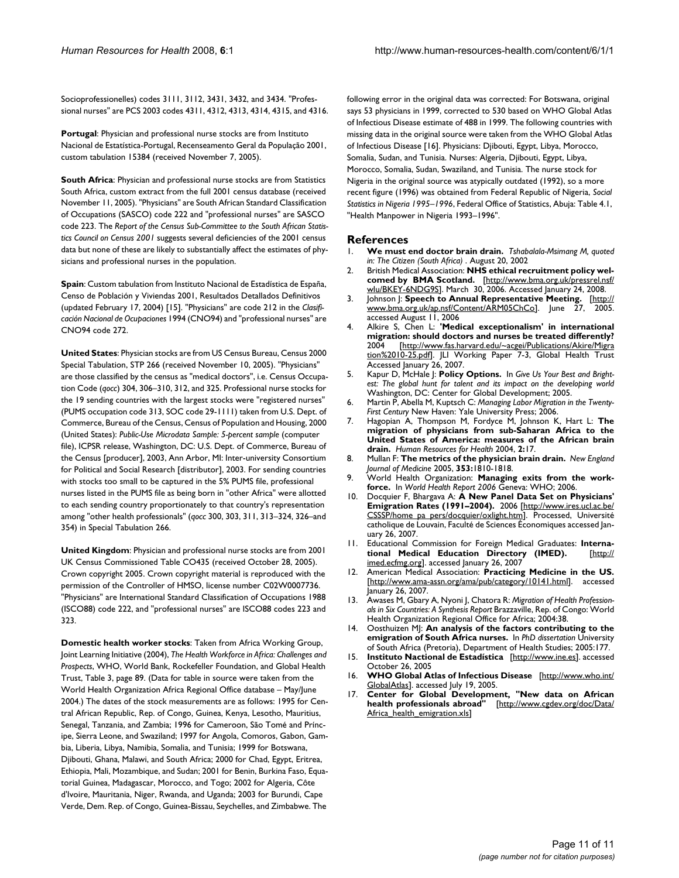Socioprofessionelles) codes 3111, 3112, 3431, 3432, and 3434. "Professional nurses" are PCS 2003 codes 4311, 4312, 4313, 4314, 4315, and 4316.

**Portugal**: Physician and professional nurse stocks are from Instituto Nacional de Estatística-Portugal, Recenseamento Geral da População 2001, custom tabulation 15384 (received November 7, 2005).

**South Africa**: Physician and professional nurse stocks are from Statistics South Africa, custom extract from the full 2001 census database (received November 11, 2005). "Physicians" are South African Standard Classification of Occupations (SASCO) code 222 and "professional nurses" are SASCO code 223. The *Report of the Census Sub-Committee to the South African Statistics Council on Census 2001* suggests several deficiencies of the 2001 census data but none of these are likely to substantially affect the estimates of physicians and professional nurses in the population.

**Spain**: Custom tabulation from Instituto Nacional de Estadística de España, Censo de Población y Viviendas 2001, Resultados Detallados Definitivos (updated February 17, 2004) [15]. "Physicians" are code 212 in the *Clasificación Nacional de Ocupaciones* 1994 (CNO94) and "professional nurses" are CNO94 code 272.

**United States**: Physician stocks are from US Census Bureau, Census 2000 Special Tabulation, STP 266 (received November 10, 2005). "Physicians" are those classified by the census as "medical doctors", i.e. Census Occupation Code (*qocc*) 304, 306–310, 312, and 325. Professional nurse stocks for the 19 sending countries with the largest stocks were "registered nurses" (PUMS occupation code 313, SOC code 29-1111) taken from U.S. Dept. of Commerce, Bureau of the Census, Census of Population and Housing, 2000 (United States): *Public-Use Microdata Sample: 5-percent sample* (computer file), ICPSR release, Washington, DC: U.S. Dept. of Commerce, Bureau of the Census [producer], 2003, Ann Arbor, MI: Inter-university Consortium for Political and Social Research [distributor], 2003. For sending countries with stocks too small to be captured in the 5% PUMS file, professional nurses listed in the PUMS file as being born in "other Africa" were allotted to each sending country proportionately to that country's representation among "other health professionals" (*qocc* 300, 303, 311, 313–324, 326–and 354) in Special Tabulation 266.

**United Kingdom**: Physician and professional nurse stocks are from 2001 UK Census Commissioned Table CO435 (received October 28, 2005). Crown copyright 2005. Crown copyright material is reproduced with the permission of the Controller of HMSO, license number C02W0007736. "Physicians" are International Standard Classification of Occupations 1988 (ISCO88) code 222, and "professional nurses" are ISCO88 codes 223 and 323.

**Domestic health worker stocks**: Taken from Africa Working Group, Joint Learning Initiative (2004), *The Health Workforce in Africa: Challenges and Prospects*, WHO, World Bank, Rockefeller Foundation, and Global Health Trust, Table 3, page 89. (Data for table in source were taken from the World Health Organization Africa Regional Office database – May/June 2004.) The dates of the stock measurements are as follows: 1995 for Central African Republic, Rep. of Congo, Guinea, Kenya, Lesotho, Mauritius, Senegal, Tanzania, and Zambia; 1996 for Cameroon, São Tomé and Príncipe, Sierra Leone, and Swaziland; 1997 for Angola, Comoros, Gabon, Gambia, Liberia, Libya, Namibia, Somalia, and Tunisia; 1999 for Botswana, Djibouti, Ghana, Malawi, and South Africa; 2000 for Chad, Egypt, Eritrea, Ethiopia, Mali, Mozambique, and Sudan; 2001 for Benin, Burkina Faso, Equatorial Guinea, Madagascar, Morocco, and Togo; 2002 for Algeria, Côte d'Ivoire, Mauritania, Niger, Rwanda, and Uganda; 2003 for Burundi, Cape Verde, Dem. Rep. of Congo, Guinea-Bissau, Seychelles, and Zimbabwe. The following error in the original data was corrected: For Botswana, original says 53 physicians in 1999, corrected to 530 based on WHO Global Atlas of Infectious Disease estimate of 488 in 1999. The following countries with missing data in the original source were taken from the WHO Global Atlas of Infectious Disease [16]. Physicians: Djibouti, Egypt, Libya, Morocco, Somalia, Sudan, and Tunisia. Nurses: Algeria, Djibouti, Egypt, Libya, Morocco, Somalia, Sudan, Swaziland, and Tunisia. The nurse stock for Nigeria in the original source was atypically outdated (1992), so a more recent figure (1996) was obtained from Federal Republic of Nigeria, *Social Statistics in Nigeria 1995–1996*, Federal Office of Statistics, Abuja: Table 4.1, "Health Manpower in Nigeria 1993–1996".

## References

1. **We must end doctor brain drain.** *Tshabalala-Msimang M, quoted in: The Citizen (South Africa)* . August 20, 2002
2. British Medical Association: **NHS ethical recruitment policy welcomed by BMA Scotland.** [http://www.bma.org.uk/pressrel.nsf/wlu/BKEY-6NDG9S]. March 30, 2006. Accessed January 24, 2008.
3. Johnson J: **Speech to Annual Representative Meeting.** [http://www.bma.org.uk/ap.nsf/Content/ARM05ChCo]. June 27, 2005. accessed August 11, 2006
4. Alkire S, Chen L: **'Medical exceptionalism' in international migration: should doctors and nurses be treated differently?** 2004 [http://www.fas.harvard.edu/~acgei/Publications/Akire/Migration%2010-25.pdf]. JLI Working Paper 7-3, Global Health Trust Accessed January 26, 2007.
5. Kapur D, McHale J: **Policy Options.** In *Give Us Your Best and Brightest: The global hunt for talent and its impact on the developing world* Washington, DC: Center for Global Development; 2005.
6. Martin P, Abella M, Kuptsch C: *Managing Labor Migration in the Twenty-First Century* New Haven: Yale University Press; 2006.
7. Hagopian A, Thompson M, Fordyce M, Johnson K, Hart L: **The migration of physicians from sub-Saharan Africa to the United States of America: measures of the African brain drain.** *Human Resources for Health* 2004, **2:**17.
8. Mullan F: **The metrics of the physician brain drain.** *New England Journal of Medicine* 2005, **353:**1810-1818.
9. World Health Organization: **Managing exits from the workforce.** In *World Health Report 2006* Geneva: WHO; 2006.
10. Docquier F, Bhargava A: **A New Panel Data Set on Physicians' Emigration Rates (1991–2004).** 2006 [http://www.ires.ucl.ac.be/CSSSP/home_pa_pers/docquier/oxlight.htm]. Processed, Université catholique de Louvain, Faculté de Sciences Économiques accessed January 26, 2007.
11. Educational Commission for Foreign Medical Graduates: **International Medical Education Directory (IMED).** [http://imed.ecfmg.org]. accessed January 26, 2007
12. American Medical Association: **Practicing Medicine in the US.** [http://www.ama-assn.org/ama/pub/category/10141.html]. accessed January 26, 2007.
13. Awases M, Gbary A, Nyoni J, Chatora R: *Migration of Health Professionals in Six Countries: A Synthesis Report* Brazzaville, Rep. of Congo: World Health Organization Regional Office for Africa; 2004:38.
14. Oosthuizen MJ: **An analysis of the factors contributing to the emigration of South Africa nurses.** In *PhD dissertation* University of South Africa (Pretoria), Department of Health Studies; 2005:177.
15. **Instituto Nactional de Estadística** [http://www.ine.es]. accessed October 26, 2005
16. **WHO Global Atlas of Infectious Disease** [http://www.who.int/GlobalAtlas]. accessed July 19, 2005.
17. **Center for Global Development, "New data on African health professionals abroad"** [http://www.cgdev.org/doc/Data/Africa_health_emigration.xls]